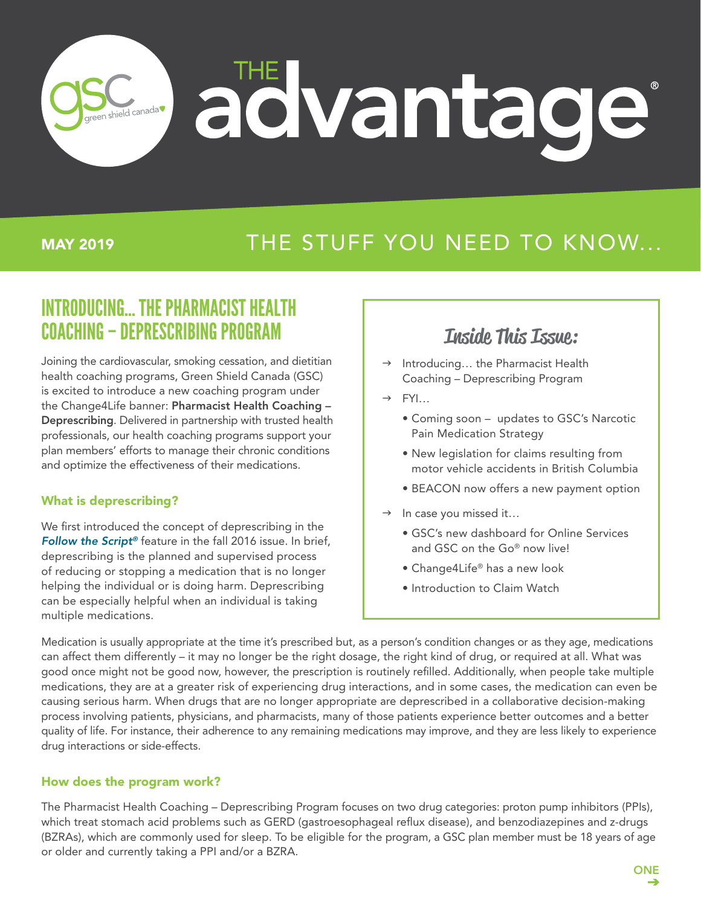# THE advantage®

**MAY 2019**

THE STUFF YOU NEED TO KNOW...

## INTRODUCING... THE PHARMACIST HEALTH COACHING – DEPRESCRIBING PROGRAM

Joining the cardiovascular, smoking cessation, and dietitian health coaching programs, Green Shield Canada (GSC) is excited to introduce a new coaching program under the Change4Life banner: **Pharmacist Health Coaching – Deprescribing**. Delivered in partnership with trusted health professionals, our health coaching programs support your plan members' efforts to manage their chronic conditions and optimize the effectiveness of their medications.

### What is deprescribing?

We first introduced the concept of deprescribing in the ***Follow the Script®*** feature in the fall 2016 issue. In brief, deprescribing is the planned and supervised process of reducing or stopping a medication that is no longer helping the individual or is doing harm. Deprescribing can be especially helpful when an individual is taking multiple medications.

> **Inside This Issue:**
>
> → Introducing… the Pharmacist Health Coaching – Deprescribing Program
>
> → FYI…
> - Coming soon – updates to GSC's Narcotic Pain Medication Strategy
> - New legislation for claims resulting from motor vehicle accidents in British Columbia
> - BEACON now offers a new payment option
>
> → In case you missed it…
> - GSC's new dashboard for Online Services and GSC on the Go® now live!
> - Change4Life® has a new look
> - Introduction to Claim Watch

Medication is usually appropriate at the time it's prescribed but, as a person's condition changes or as they age, medications can affect them differently – it may no longer be the right dosage, the right kind of drug, or required at all. What was good once might not be good now, however, the prescription is routinely refilled. Additionally, when people take multiple medications, they are at a greater risk of experiencing drug interactions, and in some cases, the medication can even be causing serious harm. When drugs that are no longer appropriate are deprescribed in a collaborative decision-making process involving patients, physicians, and pharmacists, many of those patients experience better outcomes and a better quality of life. For instance, their adherence to any remaining medications may improve, and they are less likely to experience drug interactions or side-effects.

### How does the program work?

The Pharmacist Health Coaching – Deprescribing Program focuses on two drug categories: proton pump inhibitors (PPIs), which treat stomach acid problems such as GERD (gastroesophageal reflux disease), and benzodiazepines and z-drugs (BZRAs), which are commonly used for sleep. To be eligible for the program, a GSC plan member must be 18 years of age or older and currently taking a PPI and/or a BZRA.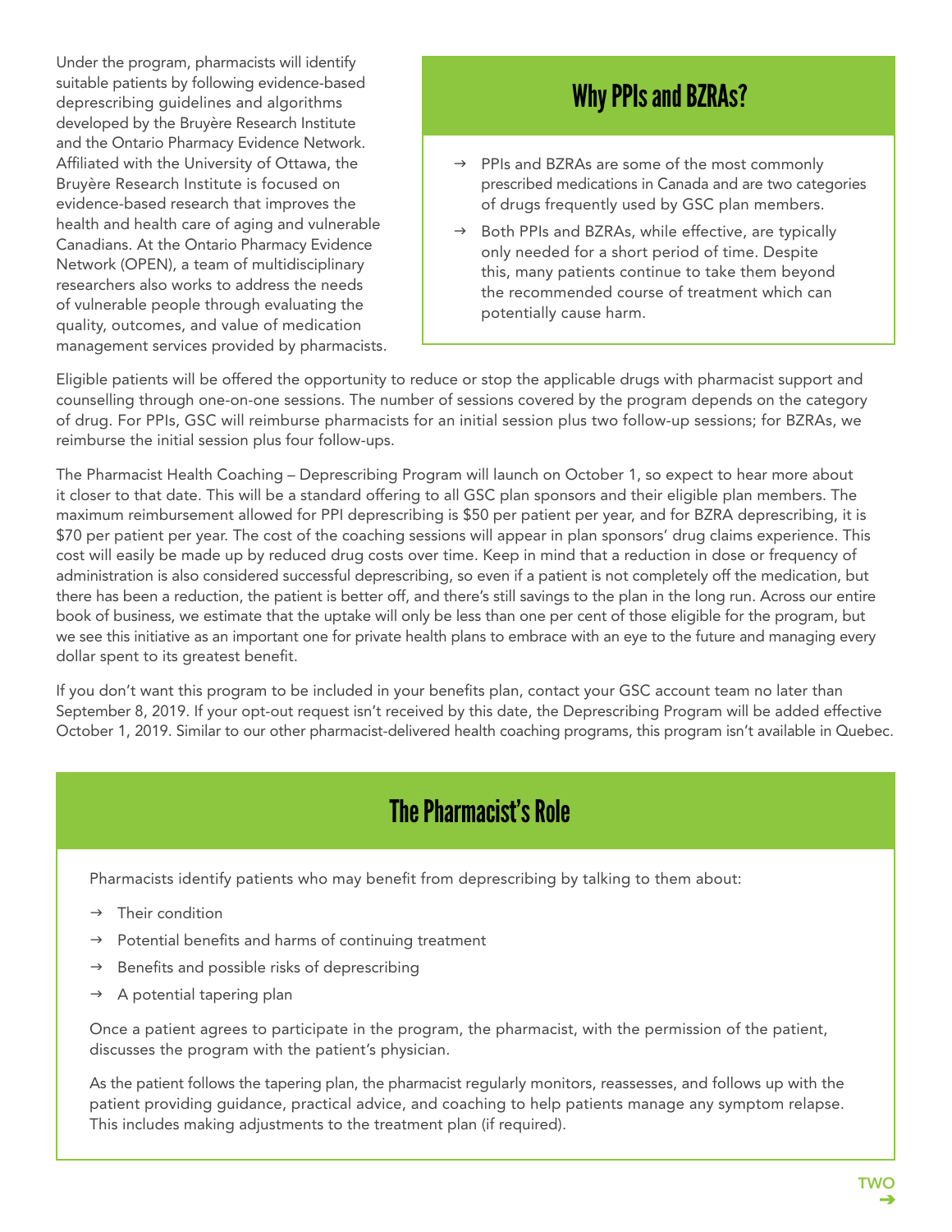Under the program, pharmacists will identify suitable patients by following evidence-based deprescribing guidelines and algorithms developed by the Bruyère Research Institute and the Ontario Pharmacy Evidence Network. Affiliated with the University of Ottawa, the Bruyère Research Institute is focused on evidence-based research that improves the health and health care of aging and vulnerable Canadians. At the Ontario Pharmacy Evidence Network (OPEN), a team of multidisciplinary researchers also works to address the needs of vulnerable people through evaluating the quality, outcomes, and value of medication management services provided by pharmacists.

## Why PPIs and BZRAs?

- PPIs and BZRAs are some of the most commonly prescribed medications in Canada and are two categories of drugs frequently used by GSC plan members.
- Both PPIs and BZRAs, while effective, are typically only needed for a short period of time. Despite this, many patients continue to take them beyond the recommended course of treatment which can potentially cause harm.

Eligible patients will be offered the opportunity to reduce or stop the applicable drugs with pharmacist support and counselling through one-on-one sessions. The number of sessions covered by the program depends on the category of drug. For PPIs, GSC will reimburse pharmacists for an initial session plus two follow-up sessions; for BZRAs, we reimburse the initial session plus four follow-ups.

The Pharmacist Health Coaching – Deprescribing Program will launch on October 1, so expect to hear more about it closer to that date. This will be a standard offering to all GSC plan sponsors and their eligible plan members. The maximum reimbursement allowed for PPI deprescribing is $50 per patient per year, and for BZRA deprescribing, it is $70 per patient per year. The cost of the coaching sessions will appear in plan sponsors' drug claims experience. This cost will easily be made up by reduced drug costs over time. Keep in mind that a reduction in dose or frequency of administration is also considered successful deprescribing, so even if a patient is not completely off the medication, but there has been a reduction, the patient is better off, and there's still savings to the plan in the long run. Across our entire book of business, we estimate that the uptake will only be less than one per cent of those eligible for the program, but we see this initiative as an important one for private health plans to embrace with an eye to the future and managing every dollar spent to its greatest benefit.

If you don't want this program to be included in your benefits plan, contact your GSC account team no later than September 8, 2019. If your opt-out request isn't received by this date, the Deprescribing Program will be added effective October 1, 2019. Similar to our other pharmacist-delivered health coaching programs, this program isn't available in Quebec.

## The Pharmacist's Role

Pharmacists identify patients who may benefit from deprescribing by talking to them about:

- Their condition
- Potential benefits and harms of continuing treatment
- Benefits and possible risks of deprescribing
- A potential tapering plan

Once a patient agrees to participate in the program, the pharmacist, with the permission of the patient, discusses the program with the patient's physician.

As the patient follows the tapering plan, the pharmacist regularly monitors, reassesses, and follows up with the patient providing guidance, practical advice, and coaching to help patients manage any symptom relapse. This includes making adjustments to the treatment plan (if required).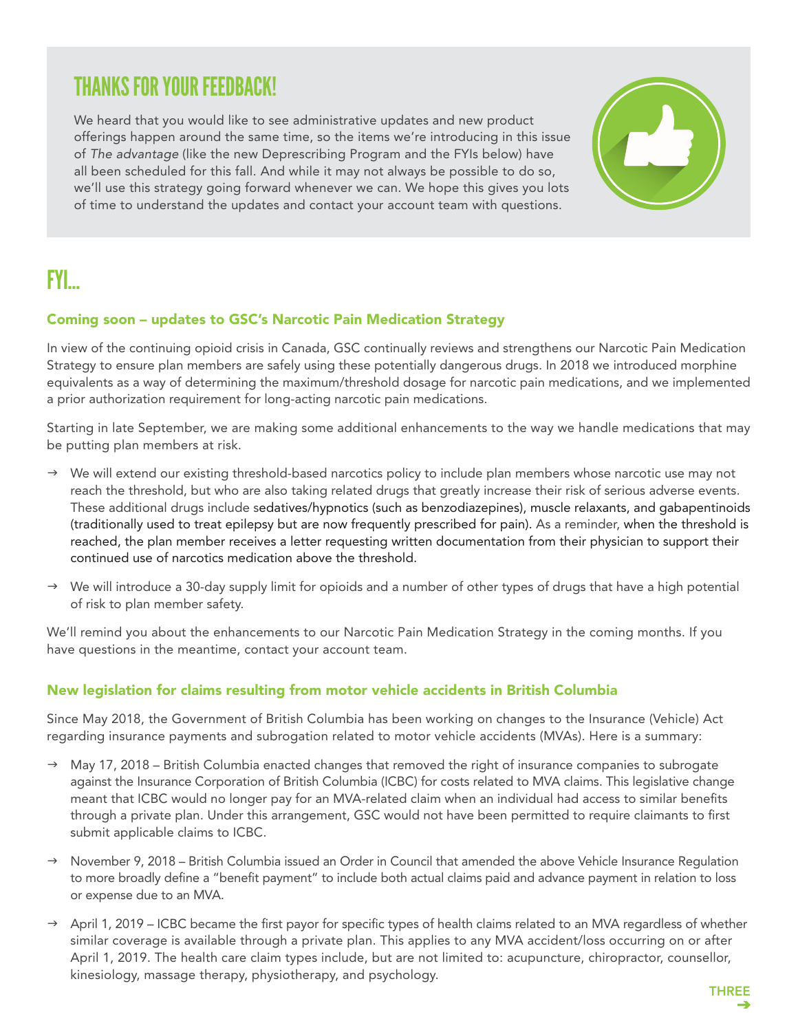## THANKS FOR YOUR FEEDBACK!

We heard that you would like to see administrative updates and new product offerings happen around the same time, so the items we're introducing in this issue of *The advantage* (like the new Deprescribing Program and the FYIs below) have all been scheduled for this fall. And while it may not always be possible to do so, we'll use this strategy going forward whenever we can. We hope this gives you lots of time to understand the updates and contact your account team with questions.

## FYI...

### Coming soon – updates to GSC's Narcotic Pain Medication Strategy

In view of the continuing opioid crisis in Canada, GSC continually reviews and strengthens our Narcotic Pain Medication Strategy to ensure plan members are safely using these potentially dangerous drugs. In 2018 we introduced morphine equivalents as a way of determining the maximum/threshold dosage for narcotic pain medications, and we implemented a prior authorization requirement for long-acting narcotic pain medications.

Starting in late September, we are making some additional enhancements to the way we handle medications that may be putting plan members at risk.

- → We will extend our existing threshold-based narcotics policy to include plan members whose narcotic use may not reach the threshold, but who are also taking related drugs that greatly increase their risk of serious adverse events. These additional drugs include sedatives/hypnotics (such as benzodiazepines), muscle relaxants, and gabapentinoids (traditionally used to treat epilepsy but are now frequently prescribed for pain). As a reminder, when the threshold is reached, the plan member receives a letter requesting written documentation from their physician to support their continued use of narcotics medication above the threshold.
- → We will introduce a 30-day supply limit for opioids and a number of other types of drugs that have a high potential of risk to plan member safety.

We'll remind you about the enhancements to our Narcotic Pain Medication Strategy in the coming months. If you have questions in the meantime, contact your account team.

### New legislation for claims resulting from motor vehicle accidents in British Columbia

Since May 2018, the Government of British Columbia has been working on changes to the Insurance (Vehicle) Act regarding insurance payments and subrogation related to motor vehicle accidents (MVAs). Here is a summary:

- → May 17, 2018 – British Columbia enacted changes that removed the right of insurance companies to subrogate against the Insurance Corporation of British Columbia (ICBC) for costs related to MVA claims. This legislative change meant that ICBC would no longer pay for an MVA-related claim when an individual had access to similar benefits through a private plan. Under this arrangement, GSC would not have been permitted to require claimants to first submit applicable claims to ICBC.
- → November 9, 2018 – British Columbia issued an Order in Council that amended the above Vehicle Insurance Regulation to more broadly define a "benefit payment" to include both actual claims paid and advance payment in relation to loss or expense due to an MVA.
- → April 1, 2019 – ICBC became the first payor for specific types of health claims related to an MVA regardless of whether similar coverage is available through a private plan. This applies to any MVA accident/loss occurring on or after April 1, 2019. The health care claim types include, but are not limited to: acupuncture, chiropractor, counsellor, kinesiology, massage therapy, physiotherapy, and psychology.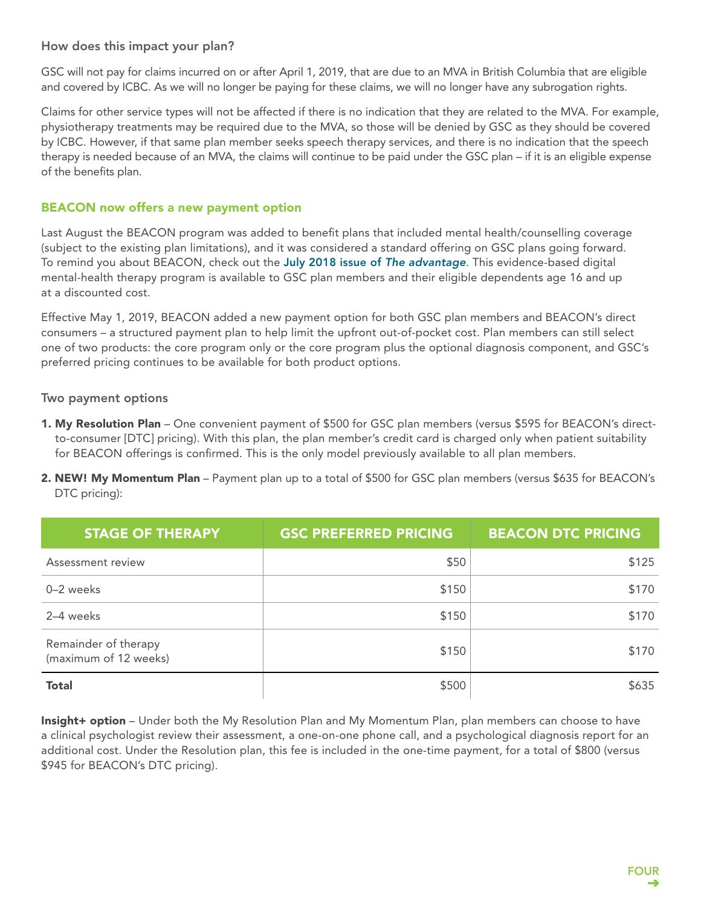### How does this impact your plan?

GSC will not pay for claims incurred on or after April 1, 2019, that are due to an MVA in British Columbia that are eligible and covered by ICBC. As we will no longer be paying for these claims, we will no longer have any subrogation rights.

Claims for other service types will not be affected if there is no indication that they are related to the MVA. For example, physiotherapy treatments may be required due to the MVA, so those will be denied by GSC as they should be covered by ICBC. However, if that same plan member seeks speech therapy services, and there is no indication that the speech therapy is needed because of an MVA, the claims will continue to be paid under the GSC plan – if it is an eligible expense of the benefits plan.

## BEACON now offers a new payment option

Last August the BEACON program was added to benefit plans that included mental health/counselling coverage (subject to the existing plan limitations), and it was considered a standard offering on GSC plans going forward. To remind you about BEACON, check out the **July 2018 issue of *The advantage***. This evidence-based digital mental-health therapy program is available to GSC plan members and their eligible dependents age 16 and up at a discounted cost.

Effective May 1, 2019, BEACON added a new payment option for both GSC plan members and BEACON's direct consumers – a structured payment plan to help limit the upfront out-of-pocket cost. Plan members can still select one of two products: the core program only or the core program plus the optional diagnosis component, and GSC's preferred pricing continues to be available for both product options.

### Two payment options

1. **My Resolution Plan** – One convenient payment of $500 for GSC plan members (versus $595 for BEACON's direct-to-consumer [DTC] pricing). With this plan, the plan member's credit card is charged only when patient suitability for BEACON offerings is confirmed. This is the only model previously available to all plan members.
2. **NEW! My Momentum Plan** – Payment plan up to a total of $500 for GSC plan members (versus $635 for BEACON's DTC pricing):

| STAGE OF THERAPY | GSC PREFERRED PRICING | BEACON DTC PRICING |
|---|---:|---:|
| Assessment review | $50 | $125 |
| 0–2 weeks | $150 | $170 |
| 2–4 weeks | $150 | $170 |
| Remainder of therapy (maximum of 12 weeks) | $150 | $170 |
| **Total** | $500 | $635 |

**Insight+ option** – Under both the My Resolution Plan and My Momentum Plan, plan members can choose to have a clinical psychologist review their assessment, a one-on-one phone call, and a psychological diagnosis report for an additional cost. Under the Resolution plan, this fee is included in the one-time payment, for a total of $800 (versus $945 for BEACON's DTC pricing).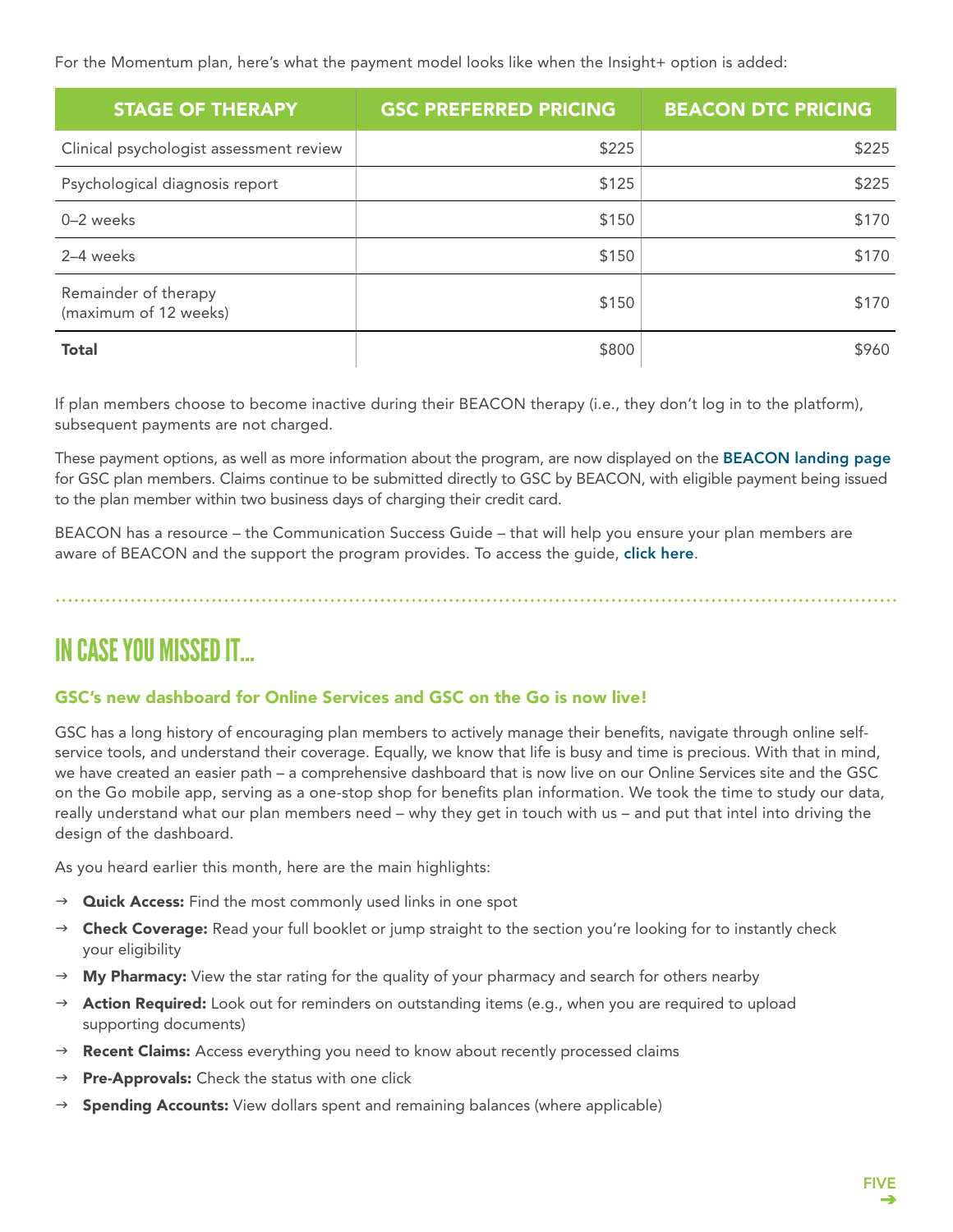For the Momentum plan, here's what the payment model looks like when the Insight+ option is added:

| STAGE OF THERAPY | GSC PREFERRED PRICING | BEACON DTC PRICING |
|---|---|---|
| Clinical psychologist assessment review | $225 | $225 |
| Psychological diagnosis report | $125 | $225 |
| 0–2 weeks | $150 | $170 |
| 2–4 weeks | $150 | $170 |
| Remainder of therapy (maximum of 12 weeks) | $150 | $170 |
| **Total** | $800 | $960 |

If plan members choose to become inactive during their BEACON therapy (i.e., they don't log in to the platform), subsequent payments are not charged.

These payment options, as well as more information about the program, are now displayed on the **BEACON landing page** for GSC plan members. Claims continue to be submitted directly to GSC by BEACON, with eligible payment being issued to the plan member within two business days of charging their credit card.

BEACON has a resource – the Communication Success Guide – that will help you ensure your plan members are aware of BEACON and the support the program provides. To access the guide, **click here**.

# IN CASE YOU MISSED IT...

### GSC's new dashboard for Online Services and GSC on the Go is now live!

GSC has a long history of encouraging plan members to actively manage their benefits, navigate through online self-service tools, and understand their coverage. Equally, we know that life is busy and time is precious. With that in mind, we have created an easier path – a comprehensive dashboard that is now live on our Online Services site and the GSC on the Go mobile app, serving as a one-stop shop for benefits plan information. We took the time to study our data, really understand what our plan members need – why they get in touch with us – and put that intel into driving the design of the dashboard.

As you heard earlier this month, here are the main highlights:

- **Quick Access:** Find the most commonly used links in one spot
- **Check Coverage:** Read your full booklet or jump straight to the section you're looking for to instantly check your eligibility
- **My Pharmacy:** View the star rating for the quality of your pharmacy and search for others nearby
- **Action Required:** Look out for reminders on outstanding items (e.g., when you are required to upload supporting documents)
- **Recent Claims:** Access everything you need to know about recently processed claims
- **Pre-Approvals:** Check the status with one click
- **Spending Accounts:** View dollars spent and remaining balances (where applicable)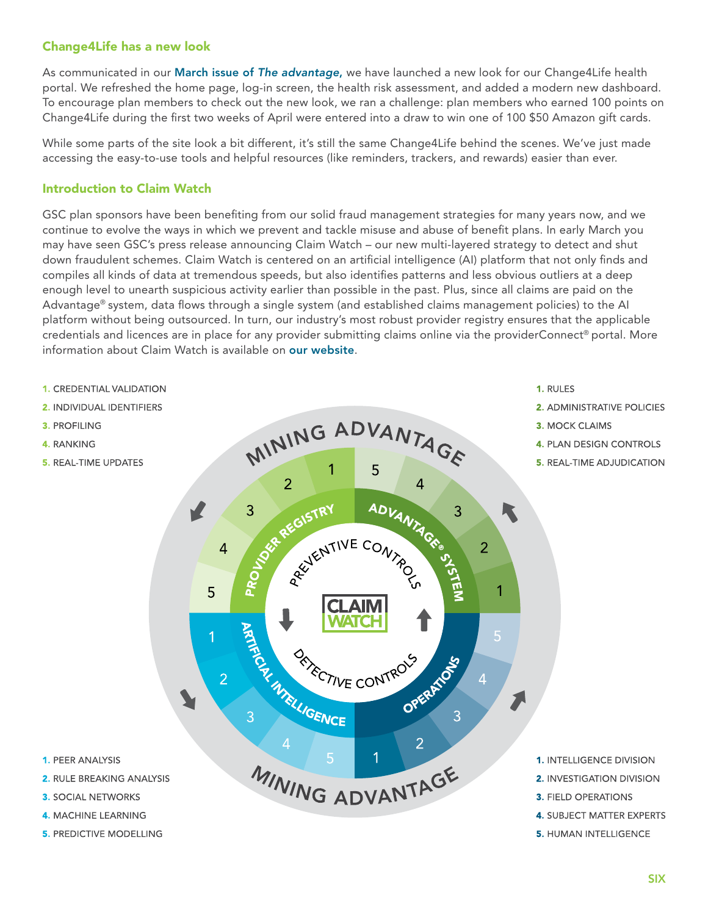## Change4Life has a new look

As communicated in our **March issue of *The advantage***, we have launched a new look for our Change4Life health portal. We refreshed the home page, log-in screen, the health risk assessment, and added a modern new dashboard. To encourage plan members to check out the new look, we ran a challenge: plan members who earned 100 points on Change4Life during the first two weeks of April were entered into a draw to win one of 100 $50 Amazon gift cards.

While some parts of the site look a bit different, it's still the same Change4Life behind the scenes. We've just made accessing the easy-to-use tools and helpful resources (like reminders, trackers, and rewards) easier than ever.

## Introduction to Claim Watch

GSC plan sponsors have been benefiting from our solid fraud management strategies for many years now, and we continue to evolve the ways in which we prevent and tackle misuse and abuse of benefit plans. In early March you may have seen GSC's press release announcing Claim Watch – our new multi-layered strategy to detect and shut down fraudulent schemes. Claim Watch is centered on an artificial intelligence (AI) platform that not only finds and compiles all kinds of data at tremendous speeds, but also identifies patterns and less obvious outliers at a deep enough level to unearth suspicious activity earlier than possible in the past. Plus, since all claims are paid on the Advantage® system, data flows through a single system (and established claims management policies) to the AI platform without being outsourced. In turn, our industry's most robust provider registry ensures that the applicable credentials and licences are in place for any provider submitting claims online via the providerConnect® portal. More information about Claim Watch is available on **our website**.

MINING ADVANTAGE

CLAIM WATCH

PREVENTIVE CONTROLS

DETECTIVE CONTROLS

PROVIDER REGISTRY

1. CREDENTIAL VALIDATION
2. INDIVIDUAL IDENTIFIERS
3. PROFILING
4. RANKING
5. REAL-TIME UPDATES

ADVANTAGE® SYSTEM

1. RULES
2. ADMINISTRATIVE POLICIES
3. MOCK CLAIMS
4. PLAN DESIGN CONTROLS
5. REAL-TIME ADJUDICATION

ARTIFICIAL INTELLIGENCE

1. PEER ANALYSIS
2. RULE BREAKING ANALYSIS
3. SOCIAL NETWORKS
4. MACHINE LEARNING
5. PREDICTIVE MODELLING

OPERATIONS

1. INTELLIGENCE DIVISION
2. INVESTIGATION DIVISION
3. FIELD OPERATIONS
4. SUBJECT MATTER EXPERTS
5. HUMAN INTELLIGENCE